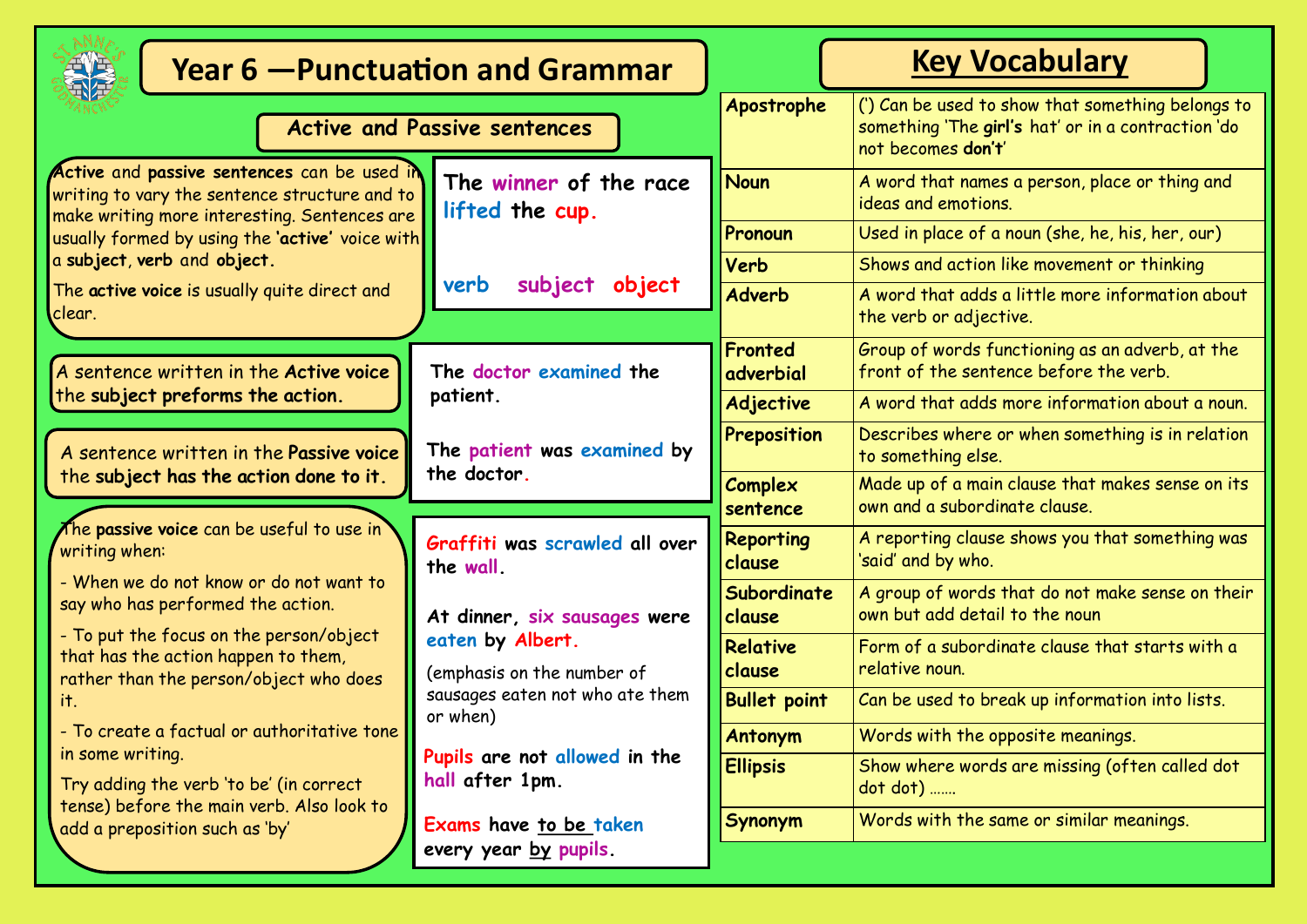# Year 6 —Punctuation and Grammar

## Active and Passive sentences

**Active** and **passive sentences** can be used in writing to vary the sentence structure and to make writing more interesting. Sentences are usually formed by using the **'active'** voice with a **subject**, **verb** and **object.**

The **active voice** is usually quite direct and clear.

**The winner of the race lifted the cup.**

**verb subject object**

A sentence written in the **Active voice** the **subject preforms the action.**

A sentence written in the **Passive voice** the **subject has the action done to it.**

**The doctor examined the patient.**

**The patient was examined by the doctor.**

The **passive voice** can be useful to use in writing when:

- When we do not know or do not want to say who has performed the action.
- To put the focus on the person/object that has the action happen to them, rather than the person/object who does it.
- To create a factual or authoritative tone in some writing.

Try adding the verb 'to be' (in correct tense) before the main verb. Also look to add a preposition such as 'by'

**Graffiti was scrawled all over the wall.**

**At dinner, six sausages were eaten by Albert.**

(emphasis on the number of sausages eaten not who ate them or when)

**Pupils are not allowed in the hall after 1pm.**

**Exams have to be taken every year by pupils.**

## Key Vocabulary

| | |
|---|---|
| **Apostrophe** | (') Can be used to show that something belongs to something 'The **girl's** hat' or in a contraction 'do not becomes **don't**' |
| **Noun** | A word that names a person, place or thing and ideas and emotions. |
| **Pronoun** | Used in place of a noun (she, he, his, her, our) |
| **Verb** | Shows and action like movement or thinking |
| **Adverb** | A word that adds a little more information about the verb or adjective. |
| **Fronted adverbial** | Group of words functioning as an adverb, at the front of the sentence before the verb. |
| **Adjective** | A word that adds more information about a noun. |
| **Preposition** | Describes where or when something is in relation to something else. |
| **Complex sentence** | Made up of a main clause that makes sense on its own and a subordinate clause. |
| **Reporting clause** | A reporting clause shows you that something was 'said' and by who. |
| **Subordinate clause** | A group of words that do not make sense on their own but add detail to the noun |
| **Relative clause** | Form of a subordinate clause that starts with a relative noun. |
| **Bullet point** | Can be used to break up information into lists. |
| **Antonym** | Words with the opposite meanings. |
| **Ellipsis** | Show where words are missing (often called dot dot dot) ....... |
| **Synonym** | Words with the same or similar meanings. |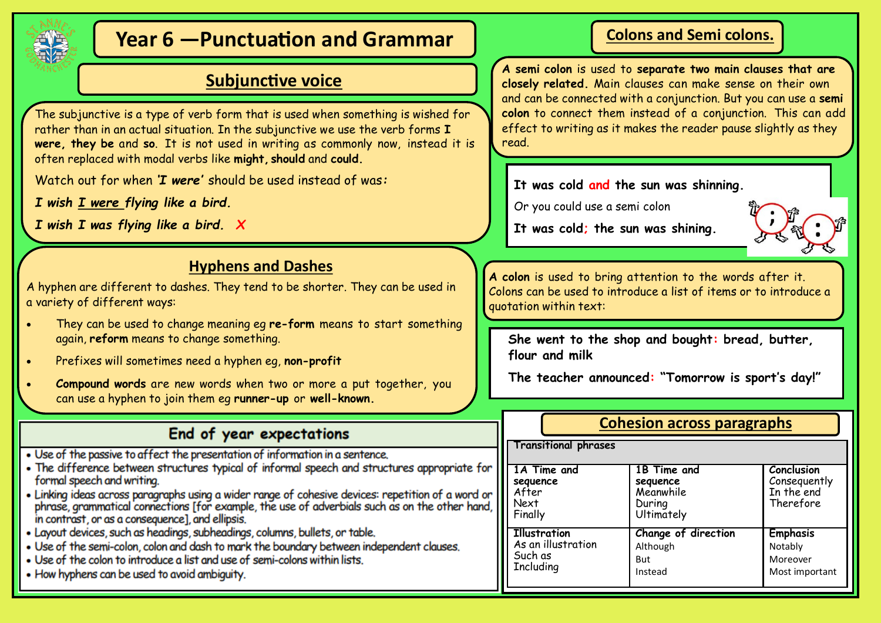# Year 6 —Punctuation and Grammar

## Subjunctive voice

The subjunctive is a type of verb form that is used when something is wished for rather than in an actual situation. In the subjunctive we use the verb forms **I were, they be** and **so**. It is not used in writing as commonly now, instead it is often replaced with modal verbs like **might, should** and **could.**

Watch out for when ***'I were'*** should be used instead of was*:*

***I wish I were flying like a bird.***

***I wish I was flying like a bird.*** X

## Hyphens and Dashes

A hyphen are different to dashes. They tend to be shorter. They can be used in a variety of different ways:

- They can be used to change meaning eg **re-form** means to start something again, **reform** means to change something.
- Prefixes will sometimes need a hyphen eg, **non-profit**
- **Compound words** are new words when two or more a put together, you can use a hyphen to join them eg **runner-up** or **well-known.**

## End of year expectations

- Use of the passive to affect the presentation of information in a sentence.
- The difference between structures typical of informal speech and structures appropriate for formal speech and writing.
- Linking ideas across paragraphs using a wider range of cohesive devices: repetition of a word or phrase, grammatical connections [for example, the use of adverbials such as on the other hand, in contrast, or as a consequence], and ellipsis.
- Layout devices, such as headings, subheadings, columns, bullets, or table.
- Use of the semi-colon, colon and dash to mark the boundary between independent clauses.
- Use of the colon to introduce a list and use of semi-colons within lists.
- How hyphens can be used to avoid ambiguity.

## Colons and Semi colons.

**A semi colon** is used to **separate two main clauses that are closely related.** Main clauses can make sense on their own and can be connected with a conjunction. But you can use a **semi colon** to connect them instead of a conjunction. This can add effect to writing as it makes the reader pause slightly as they read.

**It was cold and the sun was shinning.**

Or you could use a semi colon

**It was cold; the sun was shining.**

**A colon** is used to bring attention to the words after it. Colons can be used to introduce a list of items or to introduce a quotation within text:

**She went to the shop and bought: bread, butter, flour and milk**

**The teacher announced: "Tomorrow is sport's day!"**

## Cohesion across paragraphs

**Transitional phrases**

| | | |
|---|---|---|
| **1A Time and sequence**<br>After<br>Next<br>Finally | **1B Time and sequence**<br>Meanwhile<br>During<br>Ultimately | **Conclusion**<br>Consequently<br>In the end<br>Therefore |
| **Illustration**<br>As an illustration<br>Such as<br>Including | **Change of direction**<br>Although<br>But<br>Instead | **Emphasis**<br>Notably<br>Moreover<br>Most important |